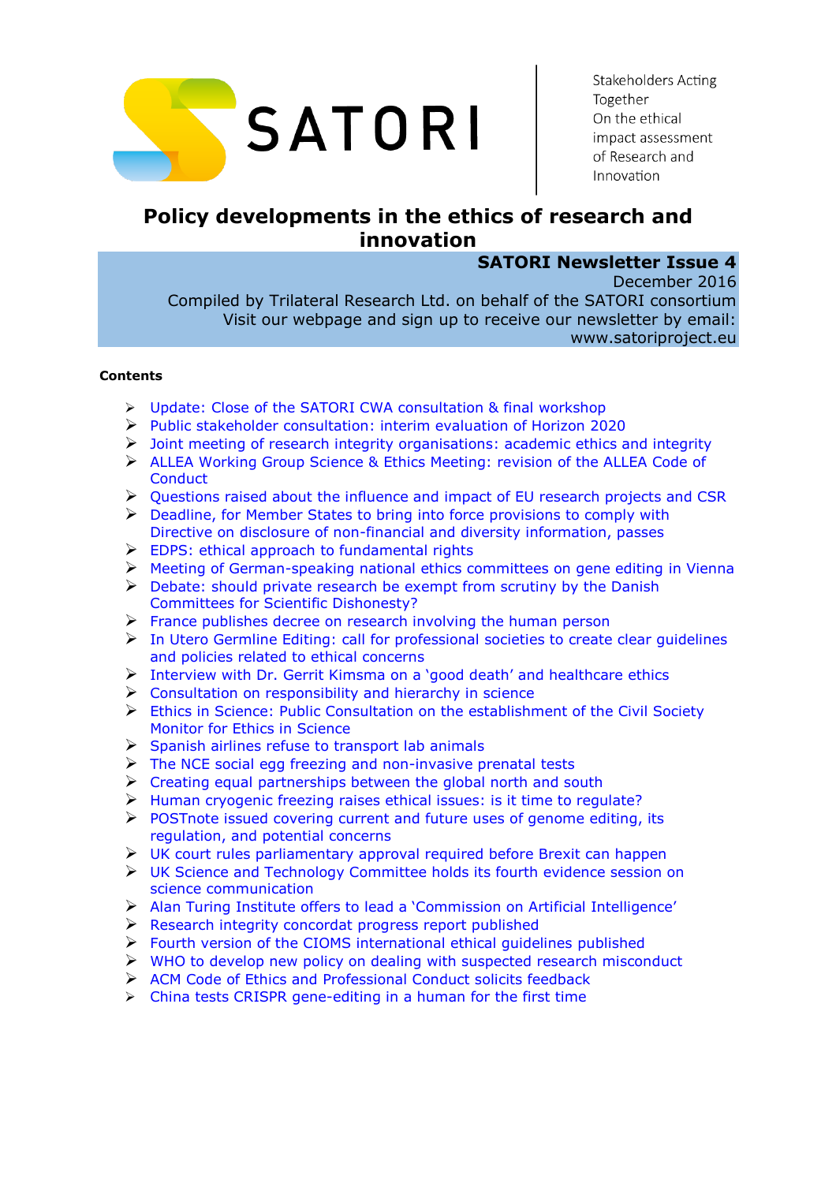SATORI

Stakeholders Acting Together On the ethical impact assessment of Research and Innovation

# Policy developments in the ethics of research and innovation

**SATORI Newsletter Issue 4**

December 2016

Compiled by Trilateral Research Ltd. on behalf of the SATORI consortium

Visit our webpage and sign up to receive our newsletter by email: www.satoriproject.eu

**Contents**

- Update: Close of the SATORI CWA consultation & final workshop
- Public stakeholder consultation: interim evaluation of Horizon 2020
- Joint meeting of research integrity organisations: academic ethics and integrity
- ALLEA Working Group Science & Ethics Meeting: revision of the ALLEA Code of Conduct
- Questions raised about the influence and impact of EU research projects and CSR
- Deadline, for Member States to bring into force provisions to comply with Directive on disclosure of non-financial and diversity information, passes
- EDPS: ethical approach to fundamental rights
- Meeting of German-speaking national ethics committees on gene editing in Vienna
- Debate: should private research be exempt from scrutiny by the Danish Committees for Scientific Dishonesty?
- France publishes decree on research involving the human person
- In Utero Germline Editing: call for professional societies to create clear guidelines and policies related to ethical concerns
- Interview with Dr. Gerrit Kimsma on a 'good death' and healthcare ethics
- Consultation on responsibility and hierarchy in science
- Ethics in Science: Public Consultation on the establishment of the Civil Society Monitor for Ethics in Science
- Spanish airlines refuse to transport lab animals
- The NCE social egg freezing and non-invasive prenatal tests
- Creating equal partnerships between the global north and south
- Human cryogenic freezing raises ethical issues: is it time to regulate?
- POSTnote issued covering current and future uses of genome editing, its regulation, and potential concerns
- UK court rules parliamentary approval required before Brexit can happen
- UK Science and Technology Committee holds its fourth evidence session on science communication
- Alan Turing Institute offers to lead a 'Commission on Artificial Intelligence'
- Research integrity concordat progress report published
- Fourth version of the CIOMS international ethical guidelines published
- WHO to develop new policy on dealing with suspected research misconduct
- ACM Code of Ethics and Professional Conduct solicits feedback
- China tests CRISPR gene-editing in a human for the first time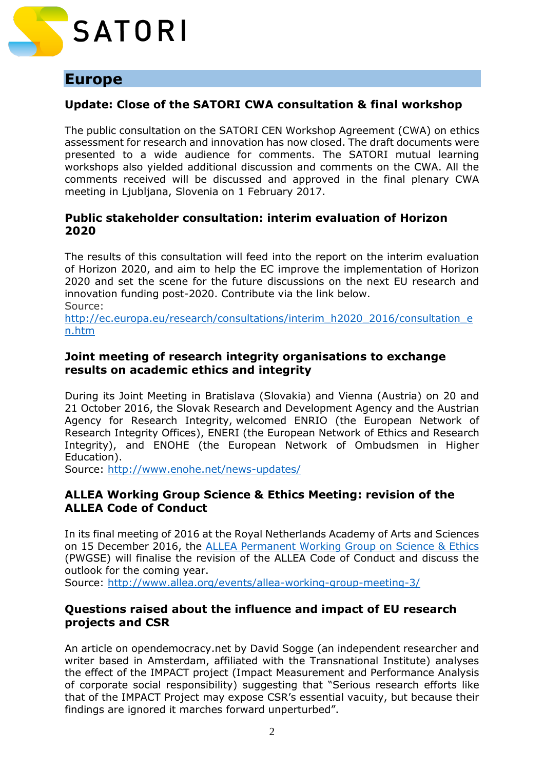# Europe

### Update: Close of the SATORI CWA consultation & final workshop

The public consultation on the SATORI CEN Workshop Agreement (CWA) on ethics assessment for research and innovation has now closed. The draft documents were presented to a wide audience for comments. The SATORI mutual learning workshops also yielded additional discussion and comments on the CWA. All the comments received will be discussed and approved in the final plenary CWA meeting in Ljubljana, Slovenia on 1 February 2017.

### Public stakeholder consultation: interim evaluation of Horizon 2020

The results of this consultation will feed into the report on the interim evaluation of Horizon 2020, and aim to help the EC improve the implementation of Horizon 2020 and set the scene for the future discussions on the next EU research and innovation funding post-2020. Contribute via the link below.
Source:
[http://ec.europa.eu/research/consultations/interim_h2020_2016/consultation_en.htm](http://ec.europa.eu/research/consultations/interim_h2020_2016/consultation_en.htm)

### Joint meeting of research integrity organisations to exchange results on academic ethics and integrity

During its Joint Meeting in Bratislava (Slovakia) and Vienna (Austria) on 20 and 21 October 2016, the Slovak Research and Development Agency and the Austrian Agency for Research Integrity, welcomed ENRIO (the European Network of Research Integrity Offices), ENERI (the European Network of Ethics and Research Integrity), and ENOHE (the European Network of Ombudsmen in Higher Education).
Source: [http://www.enohe.net/news-updates/](http://www.enohe.net/news-updates/)

### ALLEA Working Group Science & Ethics Meeting: revision of the ALLEA Code of Conduct

In its final meeting of 2016 at the Royal Netherlands Academy of Arts and Sciences on 15 December 2016, the ALLEA Permanent Working Group on Science & Ethics (PWGSE) will finalise the revision of the ALLEA Code of Conduct and discuss the outlook for the coming year.
Source: [http://www.allea.org/events/allea-working-group-meeting-3/](http://www.allea.org/events/allea-working-group-meeting-3/)

### Questions raised about the influence and impact of EU research projects and CSR

An article on opendemocracy.net by David Sogge (an independent researcher and writer based in Amsterdam, affiliated with the Transnational Institute) analyses the effect of the IMPACT project (Impact Measurement and Performance Analysis of corporate social responsibility) suggesting that "Serious research efforts like that of the IMPACT Project may expose CSR's essential vacuity, but because their findings are ignored it marches forward unperturbed".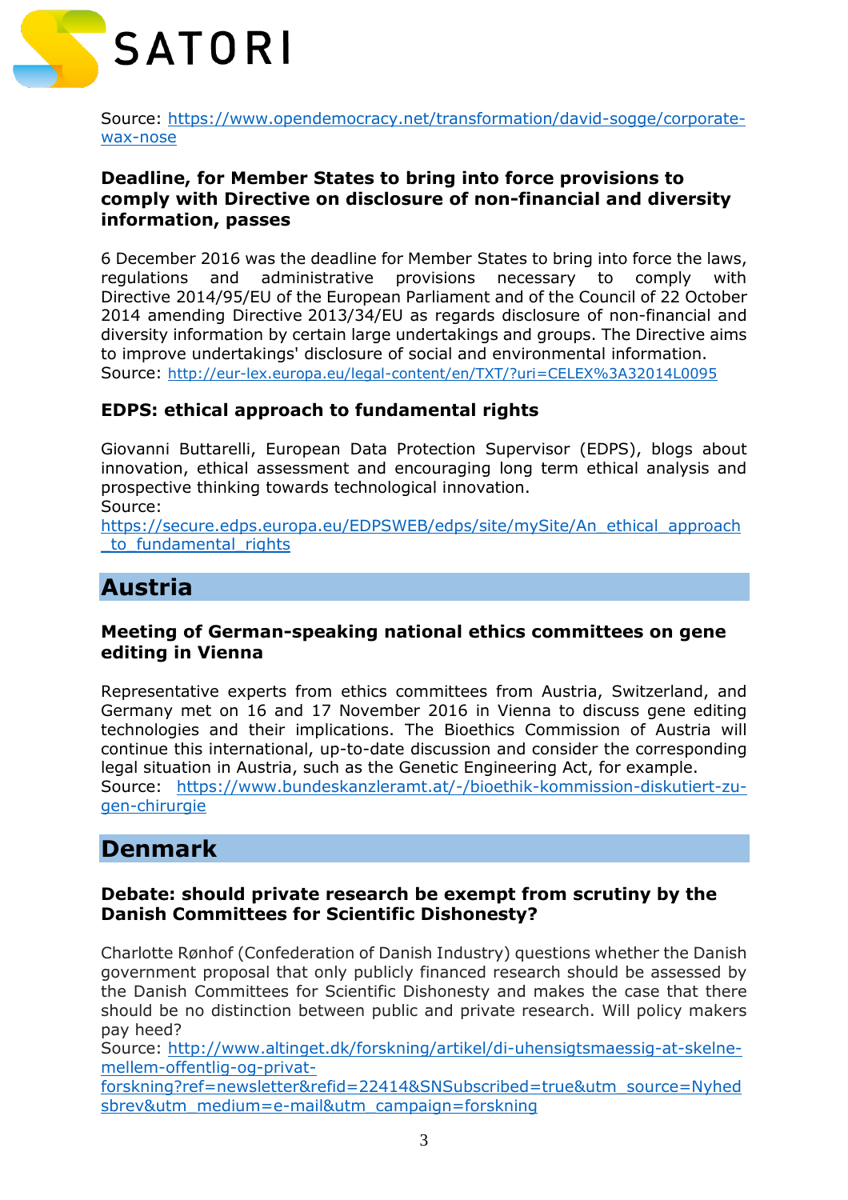Source: https://www.opendemocracy.net/transformation/david-sogge/corporate-wax-nose

### Deadline, for Member States to bring into force provisions to comply with Directive on disclosure of non-financial and diversity information, passes

6 December 2016 was the deadline for Member States to bring into force the laws, regulations and administrative provisions necessary to comply with Directive 2014/95/EU of the European Parliament and of the Council of 22 October 2014 amending Directive 2013/34/EU as regards disclosure of non-financial and diversity information by certain large undertakings and groups. The Directive aims to improve undertakings' disclosure of social and environmental information.
Source: http://eur-lex.europa.eu/legal-content/en/TXT/?uri=CELEX%3A32014L0095

### EDPS: ethical approach to fundamental rights

Giovanni Buttarelli, European Data Protection Supervisor (EDPS), blogs about innovation, ethical assessment and encouraging long term ethical analysis and prospective thinking towards technological innovation.
Source:
https://secure.edps.europa.eu/EDPSWEB/edps/site/mySite/An_ethical_approach_to_fundamental_rights

## Austria

### Meeting of German-speaking national ethics committees on gene editing in Vienna

Representative experts from ethics committees from Austria, Switzerland, and Germany met on 16 and 17 November 2016 in Vienna to discuss gene editing technologies and their implications. The Bioethics Commission of Austria will continue this international, up-to-date discussion and consider the corresponding legal situation in Austria, such as the Genetic Engineering Act, for example.
Source: https://www.bundeskanzleramt.at/-/bioethik-kommission-diskutiert-zu-gen-chirurgie

## Denmark

### Debate: should private research be exempt from scrutiny by the Danish Committees for Scientific Dishonesty?

Charlotte Rønhof (Confederation of Danish Industry) questions whether the Danish government proposal that only publicly financed research should be assessed by the Danish Committees for Scientific Dishonesty and makes the case that there should be no distinction between public and private research. Will policy makers pay heed?
Source: http://www.altinget.dk/forskning/artikel/di-uhensigtsmaessig-at-skelne-mellem-offentlig-og-privat-forskning?ref=newsletter&refid=22414&SNSubscribed=true&utm_source=Nyhedsbrev&utm_medium=e-mail&utm_campaign=forskning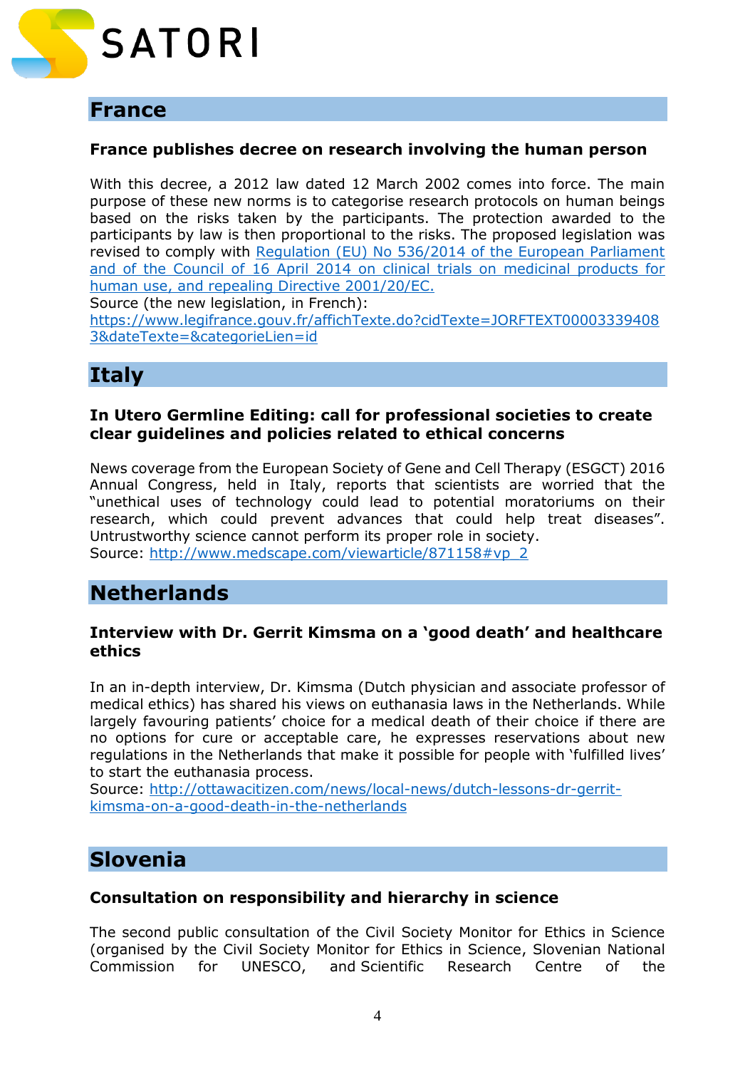## France

### France publishes decree on research involving the human person

With this decree, a 2012 law dated 12 March 2002 comes into force. The main purpose of these new norms is to categorise research protocols on human beings based on the risks taken by the participants. The protection awarded to the participants by law is then proportional to the risks. The proposed legislation was revised to comply with Regulation (EU) No 536/2014 of the European Parliament and of the Council of 16 April 2014 on clinical trials on medicinal products for human use, and repealing Directive 2001/20/EC.
Source (the new legislation, in French):
https://www.legifrance.gouv.fr/affichTexte.do?cidTexte=JORFTEXT000033394083&dateTexte=&categorieLien=id

## Italy

### In Utero Germline Editing: call for professional societies to create clear guidelines and policies related to ethical concerns

News coverage from the European Society of Gene and Cell Therapy (ESGCT) 2016 Annual Congress, held in Italy, reports that scientists are worried that the "unethical uses of technology could lead to potential moratoriums on their research, which could prevent advances that could help treat diseases". Untrustworthy science cannot perform its proper role in society.
Source: http://www.medscape.com/viewarticle/871158#vp_2

## Netherlands

### Interview with Dr. Gerrit Kimsma on a 'good death' and healthcare ethics

In an in-depth interview, Dr. Kimsma (Dutch physician and associate professor of medical ethics) has shared his views on euthanasia laws in the Netherlands. While largely favouring patients' choice for a medical death of their choice if there are no options for cure or acceptable care, he expresses reservations about new regulations in the Netherlands that make it possible for people with 'fulfilled lives' to start the euthanasia process.
Source: http://ottawacitizen.com/news/local-news/dutch-lessons-dr-gerrit-kimsma-on-a-good-death-in-the-netherlands

## Slovenia

### Consultation on responsibility and hierarchy in science

The second public consultation of the Civil Society Monitor for Ethics in Science (organised by the Civil Society Monitor for Ethics in Science, Slovenian National Commission for UNESCO, and Scientific Research Centre of the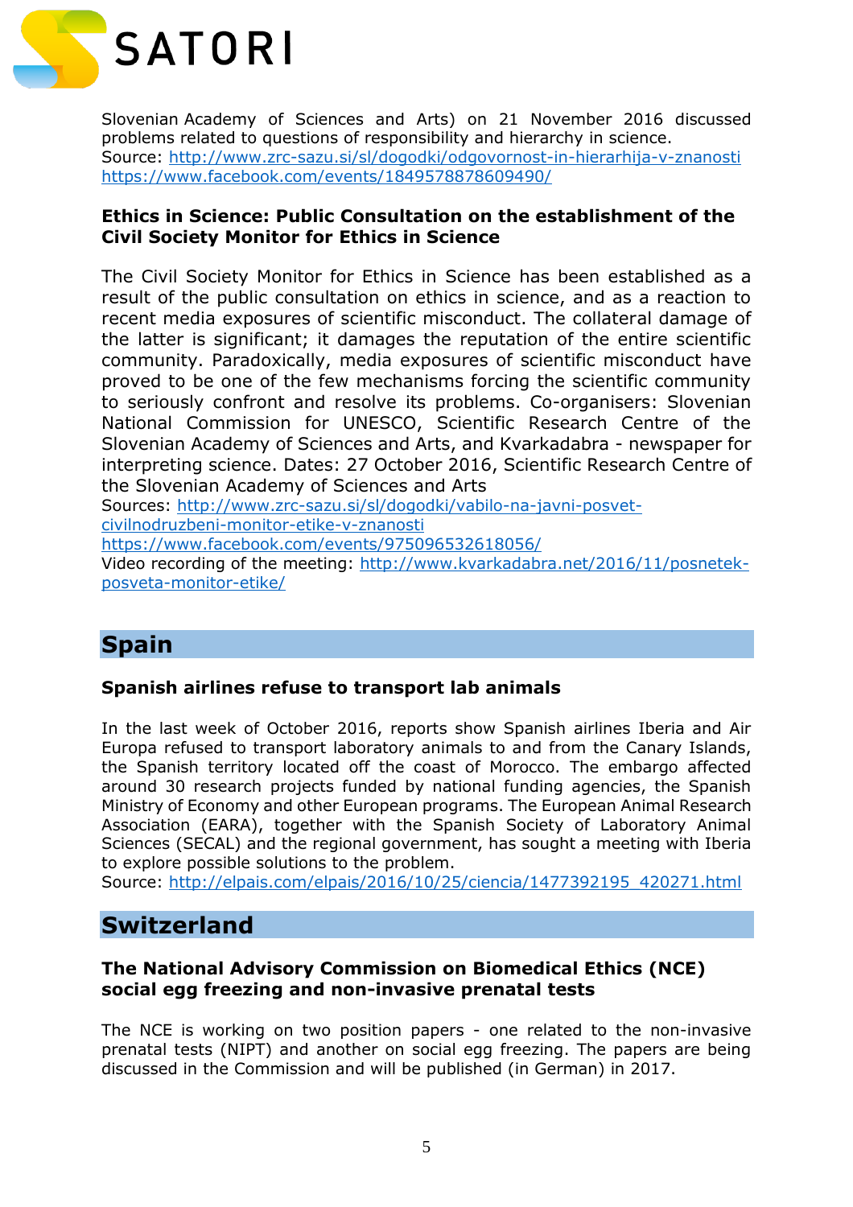Slovenian Academy of Sciences and Arts) on 21 November 2016 discussed problems related to questions of responsibility and hierarchy in science.
Source: http://www.zrc-sazu.si/sl/dogodki/odgovornost-in-hierarhija-v-znanosti
https://www.facebook.com/events/1849578878609490/

### Ethics in Science: Public Consultation on the establishment of the Civil Society Monitor for Ethics in Science

The Civil Society Monitor for Ethics in Science has been established as a result of the public consultation on ethics in science, and as a reaction to recent media exposures of scientific misconduct. The collateral damage of the latter is significant; it damages the reputation of the entire scientific community. Paradoxically, media exposures of scientific misconduct have proved to be one of the few mechanisms forcing the scientific community to seriously confront and resolve its problems. Co-organisers: Slovenian National Commission for UNESCO, Scientific Research Centre of the Slovenian Academy of Sciences and Arts, and Kvarkadabra - newspaper for interpreting science. Dates: 27 October 2016, Scientific Research Centre of the Slovenian Academy of Sciences and Arts
Sources: http://www.zrc-sazu.si/sl/dogodki/vabilo-na-javni-posvet-civilnodruzbeni-monitor-etike-v-znanosti
https://www.facebook.com/events/975096532618056/
Video recording of the meeting: http://www.kvarkadabra.net/2016/11/posnetek-posveta-monitor-etike/

## Spain

### Spanish airlines refuse to transport lab animals

In the last week of October 2016, reports show Spanish airlines Iberia and Air Europa refused to transport laboratory animals to and from the Canary Islands, the Spanish territory located off the coast of Morocco. The embargo affected around 30 research projects funded by national funding agencies, the Spanish Ministry of Economy and other European programs. The European Animal Research Association (EARA), together with the Spanish Society of Laboratory Animal Sciences (SECAL) and the regional government, has sought a meeting with Iberia to explore possible solutions to the problem.
Source: http://elpais.com/elpais/2016/10/25/ciencia/1477392195_420271.html

## Switzerland

### The National Advisory Commission on Biomedical Ethics (NCE) social egg freezing and non-invasive prenatal tests

The NCE is working on two position papers - one related to the non-invasive prenatal tests (NIPT) and another on social egg freezing. The papers are being discussed in the Commission and will be published (in German) in 2017.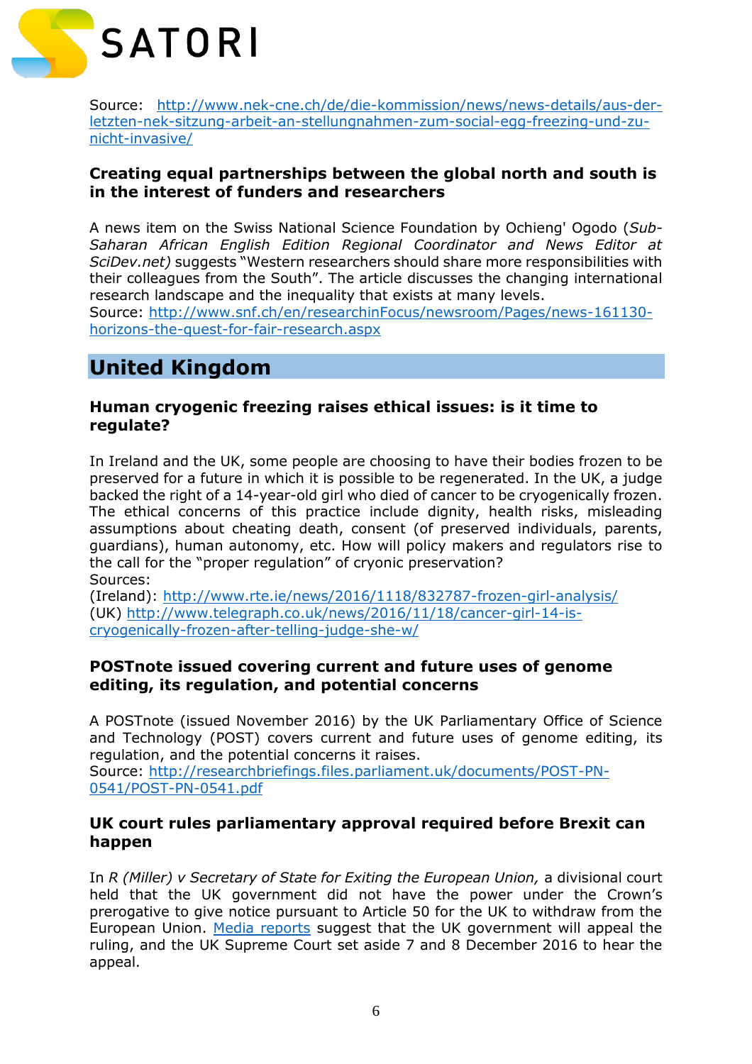Source: [http://www.nek-cne.ch/de/die-kommission/news/news-details/aus-der-letzten-nek-sitzung-arbeit-an-stellungnahmen-zum-social-egg-freezing-und-zu-nicht-invasive/](http://www.nek-cne.ch/de/die-kommission/news/news-details/aus-der-letzten-nek-sitzung-arbeit-an-stellungnahmen-zum-social-egg-freezing-und-zu-nicht-invasive/)

### Creating equal partnerships between the global north and south is in the interest of funders and researchers

A news item on the Swiss National Science Foundation by Ochieng' Ogodo (*Sub-Saharan African English Edition Regional Coordinator and News Editor at SciDev.net)* suggests "Western researchers should share more responsibilities with their colleagues from the South". The article discusses the changing international research landscape and the inequality that exists at many levels.
Source: [http://www.snf.ch/en/researchinFocus/newsroom/Pages/news-161130-horizons-the-quest-for-fair-research.aspx](http://www.snf.ch/en/researchinFocus/newsroom/Pages/news-161130-horizons-the-quest-for-fair-research.aspx)

## United Kingdom

### Human cryogenic freezing raises ethical issues: is it time to regulate?

In Ireland and the UK, some people are choosing to have their bodies frozen to be preserved for a future in which it is possible to be regenerated. In the UK, a judge backed the right of a 14-year-old girl who died of cancer to be cryogenically frozen. The ethical concerns of this practice include dignity, health risks, misleading assumptions about cheating death, consent (of preserved individuals, parents, guardians), human autonomy, etc. How will policy makers and regulators rise to the call for the "proper regulation" of cryonic preservation?
Sources:
(Ireland): [http://www.rte.ie/news/2016/1118/832787-frozen-girl-analysis/](http://www.rte.ie/news/2016/1118/832787-frozen-girl-analysis/)
(UK) [http://www.telegraph.co.uk/news/2016/11/18/cancer-girl-14-is-cryogenically-frozen-after-telling-judge-she-w/](http://www.telegraph.co.uk/news/2016/11/18/cancer-girl-14-is-cryogenically-frozen-after-telling-judge-she-w/)

### POSTnote issued covering current and future uses of genome editing, its regulation, and potential concerns

A POSTnote (issued November 2016) by the UK Parliamentary Office of Science and Technology (POST) covers current and future uses of genome editing, its regulation, and the potential concerns it raises.
Source: [http://researchbriefings.files.parliament.uk/documents/POST-PN-0541/POST-PN-0541.pdf](http://researchbriefings.files.parliament.uk/documents/POST-PN-0541/POST-PN-0541.pdf)

### UK court rules parliamentary approval required before Brexit can happen

In *R (Miller) v Secretary of State for Exiting the European Union,* a divisional court held that the UK government did not have the power under the Crown's prerogative to give notice pursuant to Article 50 for the UK to withdraw from the European Union. Media reports suggest that the UK government will appeal the ruling, and the UK Supreme Court set aside 7 and 8 December 2016 to hear the appeal.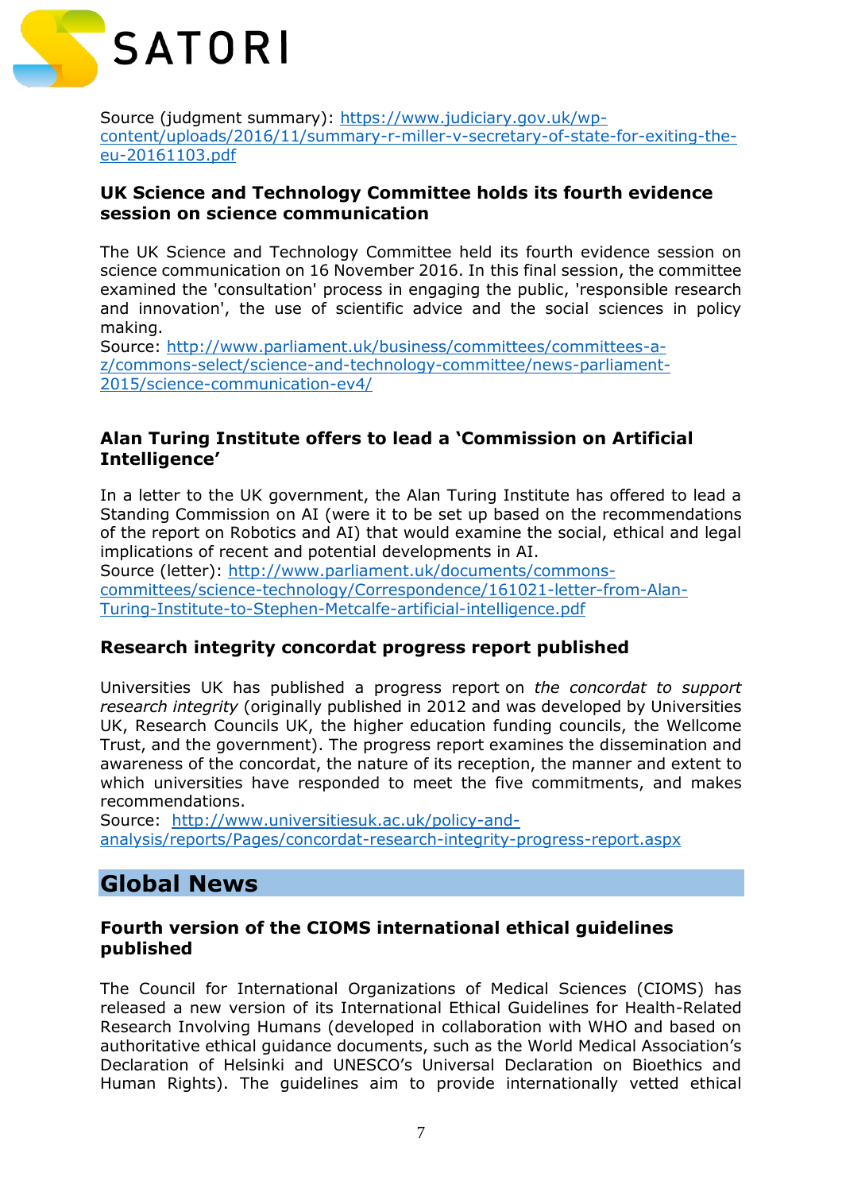Source (judgment summary): https://www.judiciary.gov.uk/wp-content/uploads/2016/11/summary-r-miller-v-secretary-of-state-for-exiting-the-eu-20161103.pdf

### UK Science and Technology Committee holds its fourth evidence session on science communication

The UK Science and Technology Committee held its fourth evidence session on science communication on 16 November 2016. In this final session, the committee examined the 'consultation' process in engaging the public, 'responsible research and innovation', the use of scientific advice and the social sciences in policy making.
Source: http://www.parliament.uk/business/committees/committees-a-z/commons-select/science-and-technology-committee/news-parliament-2015/science-communication-ev4/

### Alan Turing Institute offers to lead a 'Commission on Artificial Intelligence'

In a letter to the UK government, the Alan Turing Institute has offered to lead a Standing Commission on AI (were it to be set up based on the recommendations of the report on Robotics and AI) that would examine the social, ethical and legal implications of recent and potential developments in AI.
Source (letter): http://www.parliament.uk/documents/commons-committees/science-technology/Correspondence/161021-letter-from-Alan-Turing-Institute-to-Stephen-Metcalfe-artificial-intelligence.pdf

### Research integrity concordat progress report published

Universities UK has published a progress report on *the concordat to support research integrity* (originally published in 2012 and was developed by Universities UK, Research Councils UK, the higher education funding councils, the Wellcome Trust, and the government). The progress report examines the dissemination and awareness of the concordat, the nature of its reception, the manner and extent to which universities have responded to meet the five commitments, and makes recommendations.
Source: http://www.universitiesuk.ac.uk/policy-and-analysis/reports/Pages/concordat-research-integrity-progress-report.aspx

## Global News

### Fourth version of the CIOMS international ethical guidelines published

The Council for International Organizations of Medical Sciences (CIOMS) has released a new version of its International Ethical Guidelines for Health-Related Research Involving Humans (developed in collaboration with WHO and based on authoritative ethical guidance documents, such as the World Medical Association's Declaration of Helsinki and UNESCO's Universal Declaration on Bioethics and Human Rights). The guidelines aim to provide internationally vetted ethical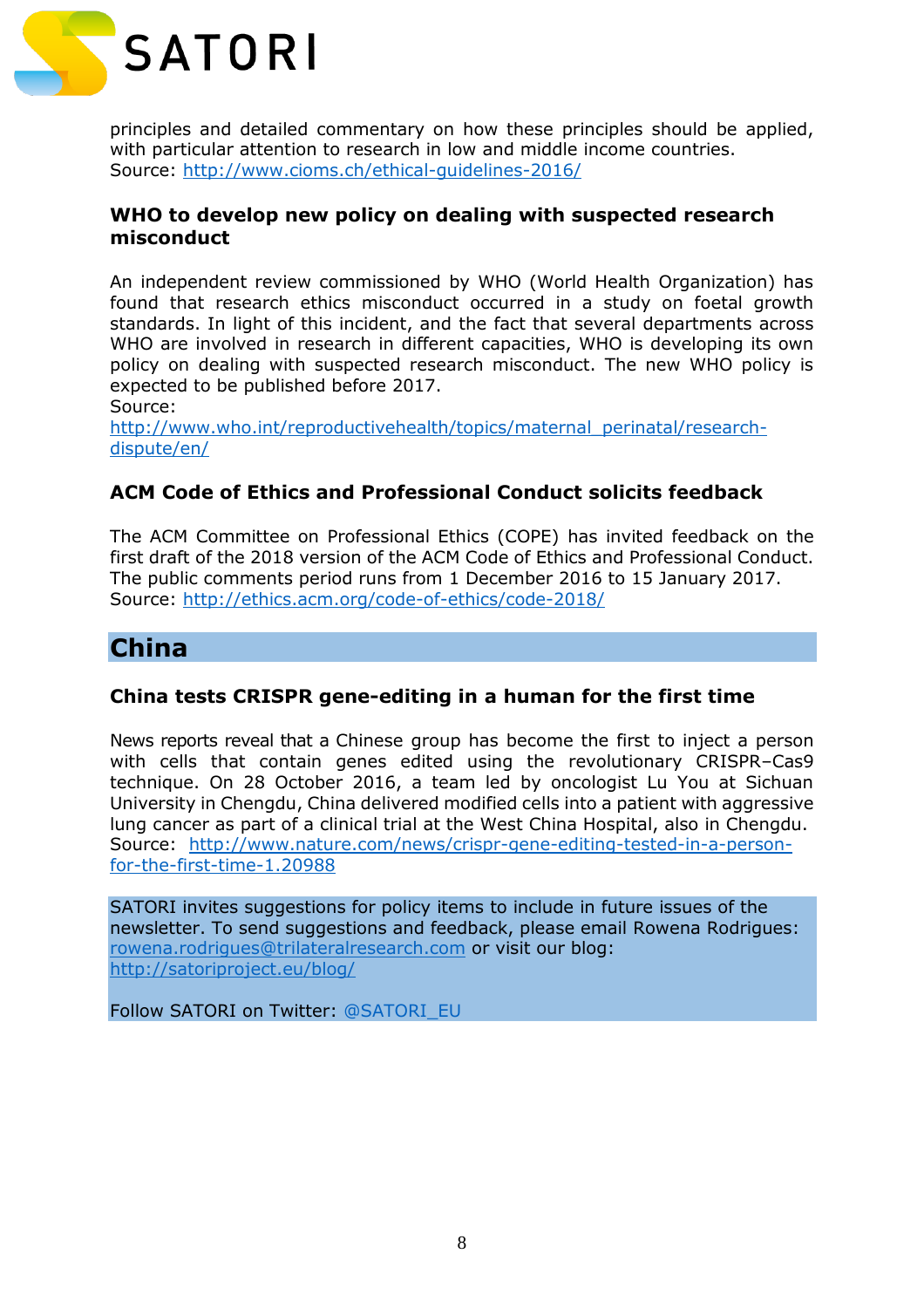principles and detailed commentary on how these principles should be applied, with particular attention to research in low and middle income countries.
Source: http://www.cioms.ch/ethical-guidelines-2016/

### WHO to develop new policy on dealing with suspected research misconduct

An independent review commissioned by WHO (World Health Organization) has found that research ethics misconduct occurred in a study on foetal growth standards. In light of this incident, and the fact that several departments across WHO are involved in research in different capacities, WHO is developing its own policy on dealing with suspected research misconduct. The new WHO policy is expected to be published before 2017.
Source:
http://www.who.int/reproductivehealth/topics/maternal_perinatal/research-dispute/en/

### ACM Code of Ethics and Professional Conduct solicits feedback

The ACM Committee on Professional Ethics (COPE) has invited feedback on the first draft of the 2018 version of the ACM Code of Ethics and Professional Conduct. The public comments period runs from 1 December 2016 to 15 January 2017.
Source: http://ethics.acm.org/code-of-ethics/code-2018/

## China

### China tests CRISPR gene-editing in a human for the first time

News reports reveal that a Chinese group has become the first to inject a person with cells that contain genes edited using the revolutionary CRISPR–Cas9 technique. On 28 October 2016, a team led by oncologist Lu You at Sichuan University in Chengdu, China delivered modified cells into a patient with aggressive lung cancer as part of a clinical trial at the West China Hospital, also in Chengdu.
Source: http://www.nature.com/news/crispr-gene-editing-tested-in-a-person-for-the-first-time-1.20988

SATORI invites suggestions for policy items to include in future issues of the newsletter. To send suggestions and feedback, please email Rowena Rodrigues: rowena.rodrigues@trilateralresearch.com or visit our blog: http://satoriproject.eu/blog/

Follow SATORI on Twitter: @SATORI_EU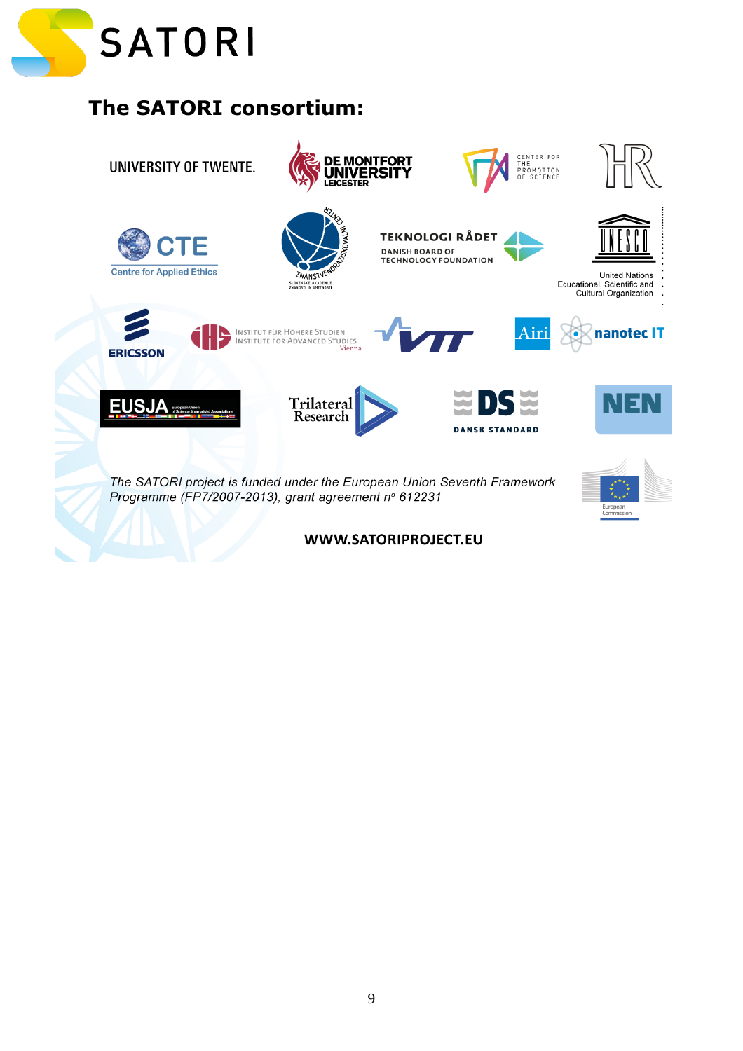# The SATORI consortium:

UNIVERSITY OF TWENTE.

DE MONTFORT UNIVERSITY LEICESTER

CENTER FOR THE PROMOTION OF SCIENCE

CTE Centre for Applied Ethics

ZNANSTVENORAZISKOVALNI CENTER SLOVENSKE AKADEMIJE ZNANOSTI IN UMETNOSTI

TEKNOLOGI RÅDET DANISH BOARD OF TECHNOLOGY FOUNDATION

United Nations Educational, Scientific and Cultural Organization

ERICSSON

INSTITUT FÜR HÖHERE STUDIEN INSTITUTE FOR ADVANCED STUDIES Vienna

VTT

Airi

nanotec IT

EUSJA European Union of Science Journalists' Associations

Trilateral Research

DS DANSK STANDARD

NEN

*The SATORI project is funded under the European Union Seventh Framework Programme (FP7/2007-2013), grant agreement nº 612231*

European Commission

**WWW.SATORIPROJECT.EU**